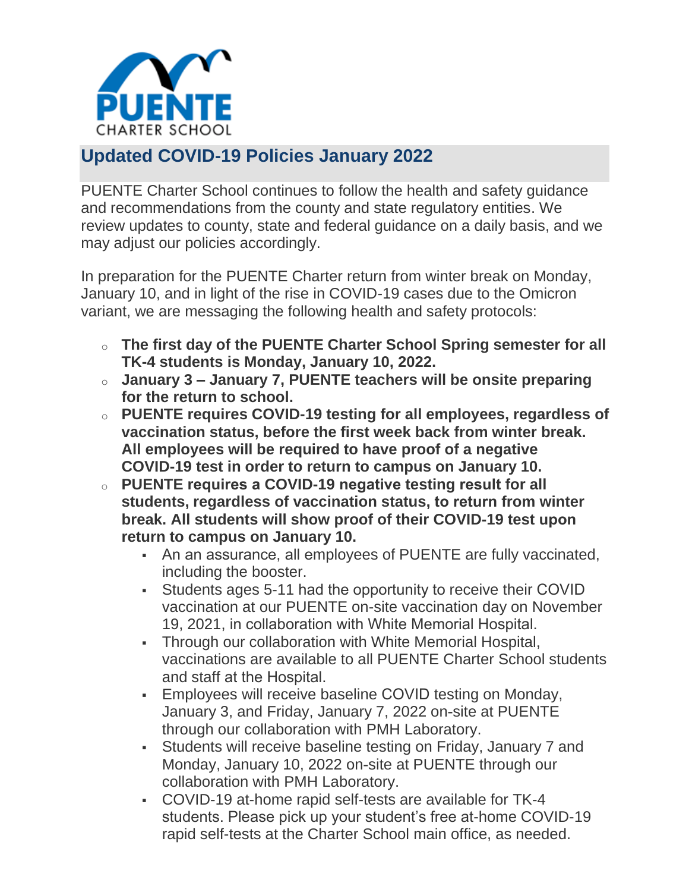PUENTE
CHARTER SCHOOL

## Updated COVID-19 Policies January 2022

PUENTE Charter School continues to follow the health and safety guidance and recommendations from the county and state regulatory entities. We review updates to county, state and federal guidance on a daily basis, and we may adjust our policies accordingly.

In preparation for the PUENTE Charter return from winter break on Monday, January 10, and in light of the rise in COVID-19 cases due to the Omicron variant, we are messaging the following health and safety protocols:

- **The first day of the PUENTE Charter School Spring semester for all TK-4 students is Monday, January 10, 2022.**
- **January 3 – January 7, PUENTE teachers will be onsite preparing for the return to school.**
- **PUENTE requires COVID-19 testing for all employees, regardless of vaccination status, before the first week back from winter break. All employees will be required to have proof of a negative COVID-19 test in order to return to campus on January 10.**
- **PUENTE requires a COVID-19 negative testing result for all students, regardless of vaccination status, to return from winter break. All students will show proof of their COVID-19 test upon return to campus on January 10.**
  - An an assurance, all employees of PUENTE are fully vaccinated, including the booster.
  - Students ages 5-11 had the opportunity to receive their COVID vaccination at our PUENTE on-site vaccination day on November 19, 2021, in collaboration with White Memorial Hospital.
  - Through our collaboration with White Memorial Hospital, vaccinations are available to all PUENTE Charter School students and staff at the Hospital.
  - Employees will receive baseline COVID testing on Monday, January 3, and Friday, January 7, 2022 on-site at PUENTE through our collaboration with PMH Laboratory.
  - Students will receive baseline testing on Friday, January 7 and Monday, January 10, 2022 on-site at PUENTE through our collaboration with PMH Laboratory.
  - COVID-19 at-home rapid self-tests are available for TK-4 students. Please pick up your student's free at-home COVID-19 rapid self-tests at the Charter School main office, as needed.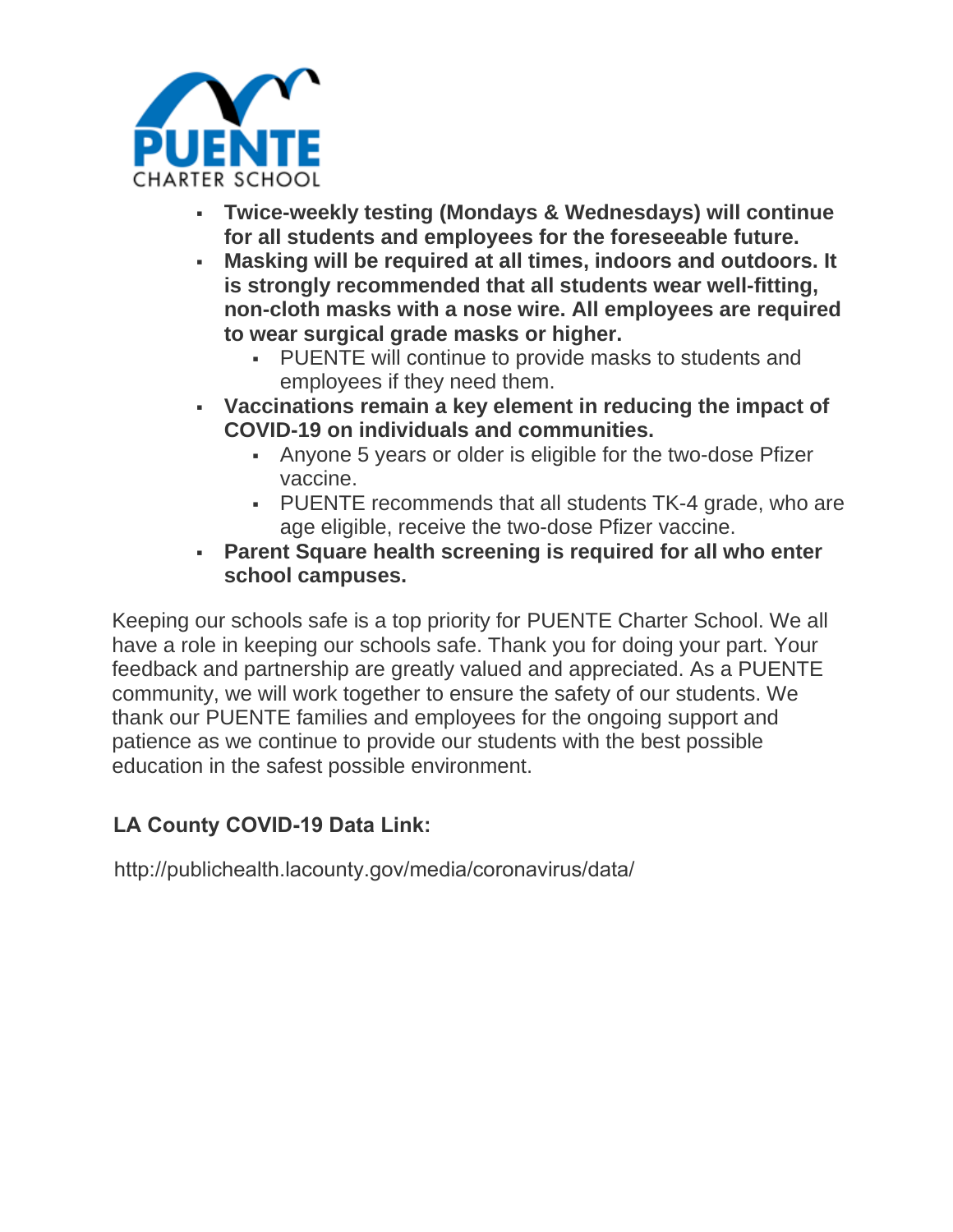- **Twice-weekly testing (Mondays & Wednesdays) will continue for all students and employees for the foreseeable future.**
- **Masking will be required at all times, indoors and outdoors. It is strongly recommended that all students wear well-fitting, non-cloth masks with a nose wire. All employees are required to wear surgical grade masks or higher.**
  - PUENTE will continue to provide masks to students and employees if they need them.
- **Vaccinations remain a key element in reducing the impact of COVID-19 on individuals and communities.**
  - Anyone 5 years or older is eligible for the two-dose Pfizer vaccine.
  - PUENTE recommends that all students TK-4 grade, who are age eligible, receive the two-dose Pfizer vaccine.
- **Parent Square health screening is required for all who enter school campuses.**

Keeping our schools safe is a top priority for PUENTE Charter School. We all have a role in keeping our schools safe. Thank you for doing your part. Your feedback and partnership are greatly valued and appreciated. As a PUENTE community, we will work together to ensure the safety of our students. We thank our PUENTE families and employees for the ongoing support and patience as we continue to provide our students with the best possible education in the safest possible environment.

**LA County COVID-19 Data Link:**

http://publichealth.lacounty.gov/media/coronavirus/data/